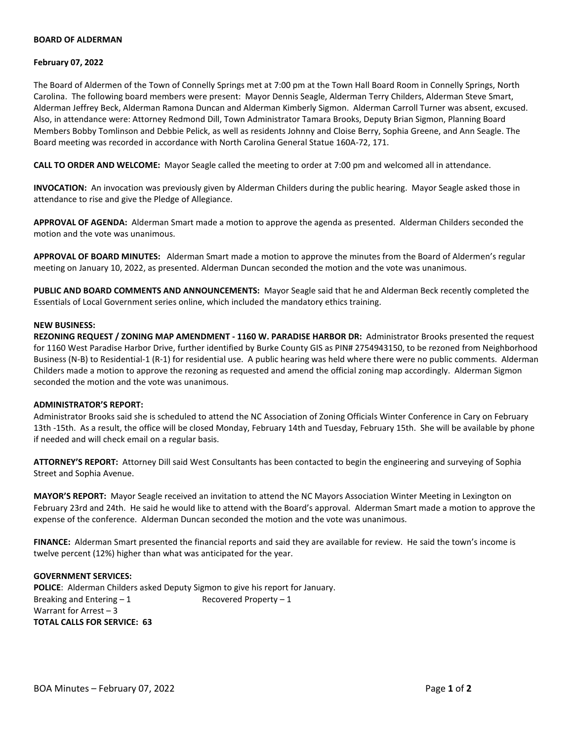**BOARD OF ALDERMAN**

**February 07, 2022**

The Board of Aldermen of the Town of Connelly Springs met at 7:00 pm at the Town Hall Board Room in Connelly Springs, North Carolina. The following board members were present: Mayor Dennis Seagle, Alderman Terry Childers, Alderman Steve Smart, Alderman Jeffrey Beck, Alderman Ramona Duncan and Alderman Kimberly Sigmon. Alderman Carroll Turner was absent, excused. Also, in attendance were: Attorney Redmond Dill, Town Administrator Tamara Brooks, Deputy Brian Sigmon, Planning Board Members Bobby Tomlinson and Debbie Pelick, as well as residents Johnny and Cloise Berry, Sophia Greene, and Ann Seagle. The Board meeting was recorded in accordance with North Carolina General Statue 160A-72, 171.

**CALL TO ORDER AND WELCOME:** Mayor Seagle called the meeting to order at 7:00 pm and welcomed all in attendance.

**INVOCATION:** An invocation was previously given by Alderman Childers during the public hearing. Mayor Seagle asked those in attendance to rise and give the Pledge of Allegiance.

**APPROVAL OF AGENDA:** Alderman Smart made a motion to approve the agenda as presented. Alderman Childers seconded the motion and the vote was unanimous.

**APPROVAL OF BOARD MINUTES:** Alderman Smart made a motion to approve the minutes from the Board of Aldermen's regular meeting on January 10, 2022, as presented. Alderman Duncan seconded the motion and the vote was unanimous.

**PUBLIC AND BOARD COMMENTS AND ANNOUNCEMENTS:** Mayor Seagle said that he and Alderman Beck recently completed the Essentials of Local Government series online, which included the mandatory ethics training.

**NEW BUSINESS:**

**REZONING REQUEST / ZONING MAP AMENDMENT - 1160 W. PARADISE HARBOR DR:** Administrator Brooks presented the request for 1160 West Paradise Harbor Drive, further identified by Burke County GIS as PIN# 2754943150, to be rezoned from Neighborhood Business (N-B) to Residential-1 (R-1) for residential use. A public hearing was held where there were no public comments. Alderman Childers made a motion to approve the rezoning as requested and amend the official zoning map accordingly. Alderman Sigmon seconded the motion and the vote was unanimous.

**ADMINISTRATOR'S REPORT:**

Administrator Brooks said she is scheduled to attend the NC Association of Zoning Officials Winter Conference in Cary on February 13th -15th. As a result, the office will be closed Monday, February 14th and Tuesday, February 15th. She will be available by phone if needed and will check email on a regular basis.

**ATTORNEY'S REPORT:** Attorney Dill said West Consultants has been contacted to begin the engineering and surveying of Sophia Street and Sophia Avenue.

**MAYOR'S REPORT:** Mayor Seagle received an invitation to attend the NC Mayors Association Winter Meeting in Lexington on February 23rd and 24th. He said he would like to attend with the Board's approval. Alderman Smart made a motion to approve the expense of the conference. Alderman Duncan seconded the motion and the vote was unanimous.

**FINANCE:** Alderman Smart presented the financial reports and said they are available for review. He said the town's income is twelve percent (12%) higher than what was anticipated for the year.

**GOVERNMENT SERVICES:**

**POLICE**: Alderman Childers asked Deputy Sigmon to give his report for January.

Breaking and Entering – 1 Recovered Property – 1
Warrant for Arrest – 3
**TOTAL CALLS FOR SERVICE: 63**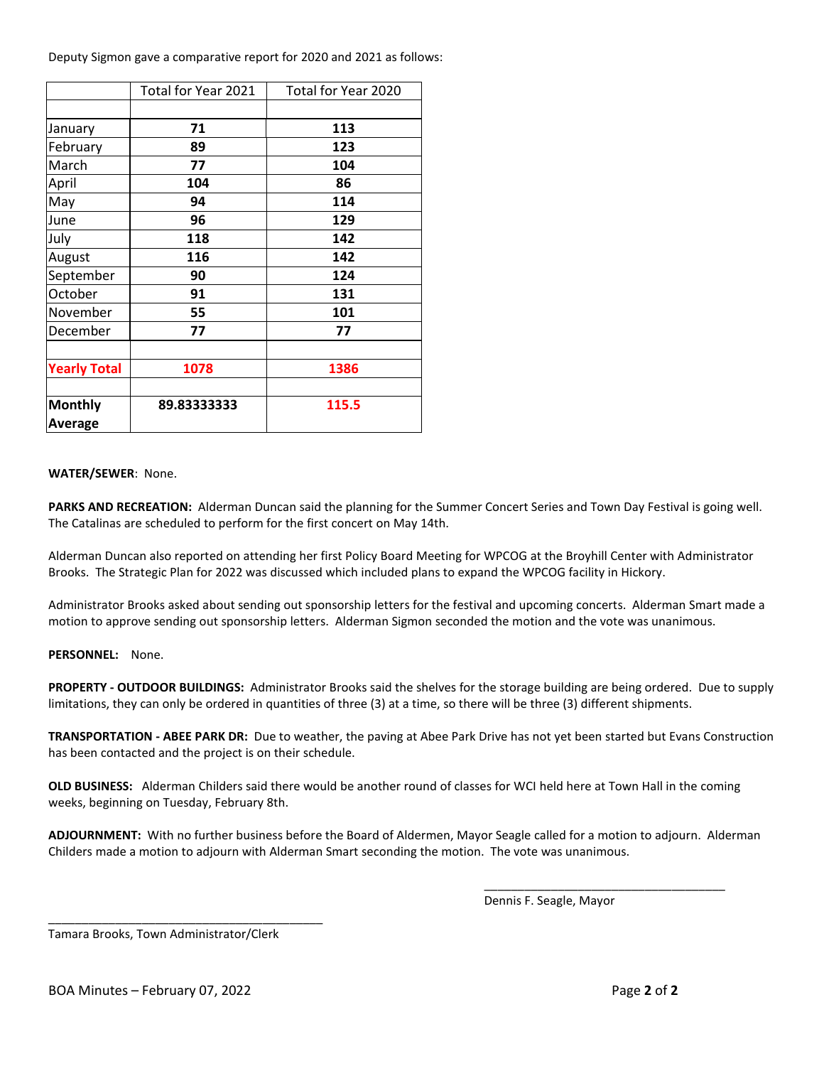Deputy Sigmon gave a comparative report for 2020 and 2021 as follows:

| | Total for Year 2021 | Total for Year 2020 |
|---|---|---|
| | | |
| January | **71** | **113** |
| February | **89** | **123** |
| March | **77** | **104** |
| April | **104** | **86** |
| May | **94** | **114** |
| June | **96** | **129** |
| July | **118** | **142** |
| August | **116** | **142** |
| September | **90** | **124** |
| October | **91** | **131** |
| November | **55** | **101** |
| December | **77** | **77** |
| | | |
| **Yearly Total** | **1078** | **1386** |
| | | |
| **Monthly Average** | **89.83333333** | **115.5** |

**WATER/SEWER**: None.

**PARKS AND RECREATION:** Alderman Duncan said the planning for the Summer Concert Series and Town Day Festival is going well. The Catalinas are scheduled to perform for the first concert on May 14th.

Alderman Duncan also reported on attending her first Policy Board Meeting for WPCOG at the Broyhill Center with Administrator Brooks. The Strategic Plan for 2022 was discussed which included plans to expand the WPCOG facility in Hickory.

Administrator Brooks asked about sending out sponsorship letters for the festival and upcoming concerts. Alderman Smart made a motion to approve sending out sponsorship letters. Alderman Sigmon seconded the motion and the vote was unanimous.

**PERSONNEL:** None.

**PROPERTY - OUTDOOR BUILDINGS:** Administrator Brooks said the shelves for the storage building are being ordered. Due to supply limitations, they can only be ordered in quantities of three (3) at a time, so there will be three (3) different shipments.

**TRANSPORTATION - ABEE PARK DR:** Due to weather, the paving at Abee Park Drive has not yet been started but Evans Construction has been contacted and the project is on their schedule.

**OLD BUSINESS:** Alderman Childers said there would be another round of classes for WCI held here at Town Hall in the coming weeks, beginning on Tuesday, February 8th.

**ADJOURNMENT:** With no further business before the Board of Aldermen, Mayor Seagle called for a motion to adjourn. Alderman Childers made a motion to adjourn with Alderman Smart seconding the motion. The vote was unanimous.

\_\_\_\_\_\_\_\_\_\_\_\_\_\_\_\_\_\_\_\_\_\_\_\_\_\_\_\_\_\_\_\_\_\_\_\_\_\_

Dennis F. Seagle, Mayor

\_\_\_\_\_\_\_\_\_\_\_\_\_\_\_\_\_\_\_\_\_\_\_\_\_\_\_\_\_\_\_\_\_\_\_\_\_\_\_\_\_\_\_

Tamara Brooks, Town Administrator/Clerk

BOA Minutes – February 07, 2022